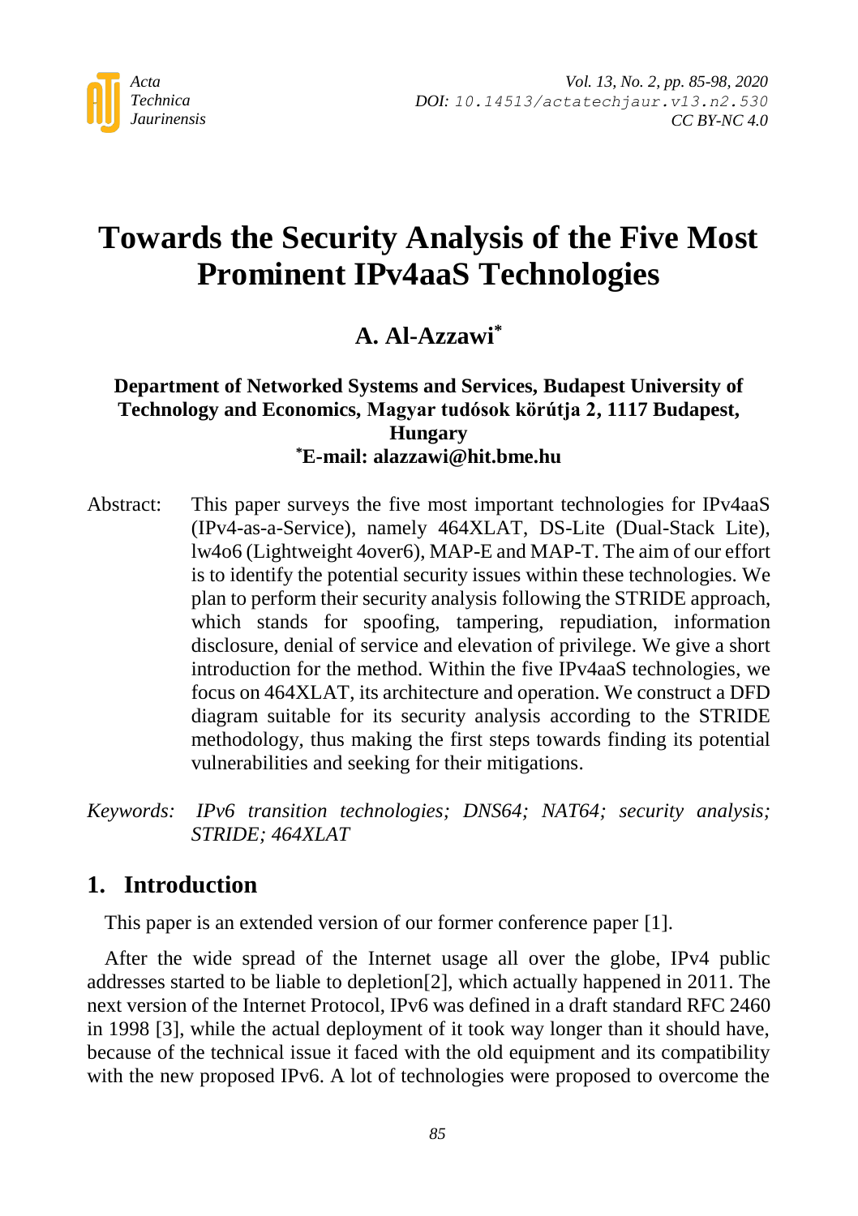# Towards the Security Analysis of the Five Most Prominent IPv4aaS Technologies

## A. Al-Azzawi*

**Department of Networked Systems and Services, Budapest University of Technology and Economics, Magyar tudósok körútja 2, 1117 Budapest, Hungary**
***E-mail: alazzawi@hit.bme.hu**

Abstract: This paper surveys the five most important technologies for IPv4aaS (IPv4-as-a-Service), namely 464XLAT, DS-Lite (Dual-Stack Lite), lw4o6 (Lightweight 4over6), MAP-E and MAP-T. The aim of our effort is to identify the potential security issues within these technologies. We plan to perform their security analysis following the STRIDE approach, which stands for spoofing, tampering, repudiation, information disclosure, denial of service and elevation of privilege. We give a short introduction for the method. Within the five IPv4aaS technologies, we focus on 464XLAT, its architecture and operation. We construct a DFD diagram suitable for its security analysis according to the STRIDE methodology, thus making the first steps towards finding its potential vulnerabilities and seeking for their mitigations.

*Keywords: IPv6 transition technologies; DNS64; NAT64; security analysis; STRIDE; 464XLAT*

## 1. Introduction

This paper is an extended version of our former conference paper [1].

After the wide spread of the Internet usage all over the globe, IPv4 public addresses started to be liable to depletion[2], which actually happened in 2011. The next version of the Internet Protocol, IPv6 was defined in a draft standard RFC 2460 in 1998 [3], while the actual deployment of it took way longer than it should have, because of the technical issue it faced with the old equipment and its compatibility with the new proposed IPv6. A lot of technologies were proposed to overcome the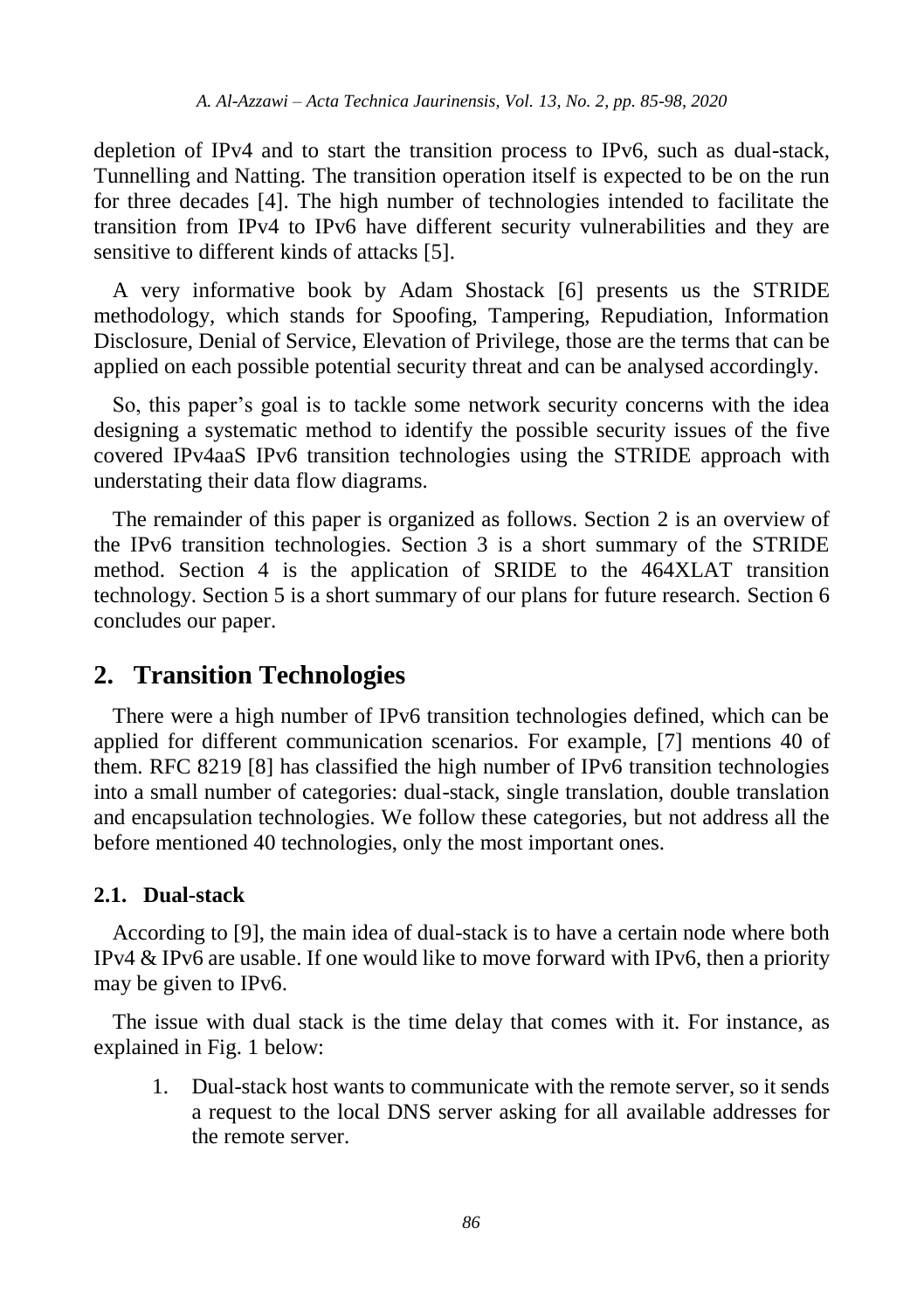depletion of IPv4 and to start the transition process to IPv6, such as dual-stack, Tunnelling and Natting. The transition operation itself is expected to be on the run for three decades [4]. The high number of technologies intended to facilitate the transition from IPv4 to IPv6 have different security vulnerabilities and they are sensitive to different kinds of attacks [5].

A very informative book by Adam Shostack [6] presents us the STRIDE methodology, which stands for Spoofing, Tampering, Repudiation, Information Disclosure, Denial of Service, Elevation of Privilege, those are the terms that can be applied on each possible potential security threat and can be analysed accordingly.

So, this paper's goal is to tackle some network security concerns with the idea designing a systematic method to identify the possible security issues of the five covered IPv4aaS IPv6 transition technologies using the STRIDE approach with understating their data flow diagrams.

The remainder of this paper is organized as follows. Section 2 is an overview of the IPv6 transition technologies. Section 3 is a short summary of the STRIDE method. Section 4 is the application of SRIDE to the 464XLAT transition technology. Section 5 is a short summary of our plans for future research. Section 6 concludes our paper.

## 2. Transition Technologies

There were a high number of IPv6 transition technologies defined, which can be applied for different communication scenarios. For example, [7] mentions 40 of them. RFC 8219 [8] has classified the high number of IPv6 transition technologies into a small number of categories: dual-stack, single translation, double translation and encapsulation technologies. We follow these categories, but not address all the before mentioned 40 technologies, only the most important ones.

### 2.1. Dual-stack

According to [9], the main idea of dual-stack is to have a certain node where both IPv4 & IPv6 are usable. If one would like to move forward with IPv6, then a priority may be given to IPv6.

The issue with dual stack is the time delay that comes with it. For instance, as explained in Fig. 1 below:

1. Dual-stack host wants to communicate with the remote server, so it sends a request to the local DNS server asking for all available addresses for the remote server.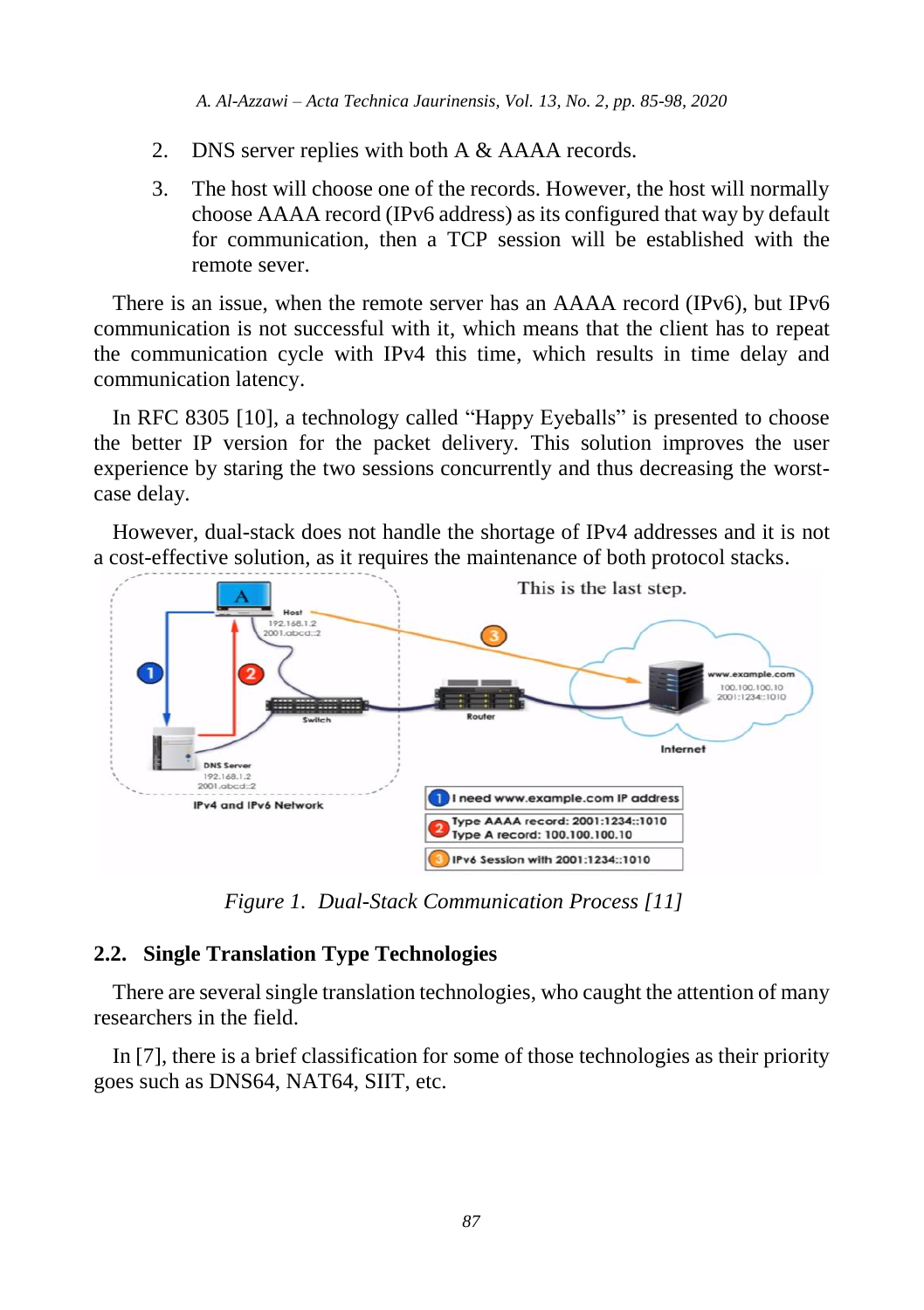2. DNS server replies with both A & AAAA records.
3. The host will choose one of the records. However, the host will normally choose AAAA record (IPv6 address) as its configured that way by default for communication, then a TCP session will be established with the remote sever.

There is an issue, when the remote server has an AAAA record (IPv6), but IPv6 communication is not successful with it, which means that the client has to repeat the communication cycle with IPv4 this time, which results in time delay and communication latency.

In RFC 8305 [10], a technology called "Happy Eyeballs" is presented to choose the better IP version for the packet delivery. This solution improves the user experience by staring the two sessions concurrently and thus decreasing the worst-case delay.

However, dual-stack does not handle the shortage of IPv4 addresses and it is not a cost-effective solution, as it requires the maintenance of both protocol stacks.

*Figure 1. Dual-Stack Communication Process [11]*

## 2.2. Single Translation Type Technologies

There are several single translation technologies, who caught the attention of many researchers in the field.

In [7], there is a brief classification for some of those technologies as their priority goes such as DNS64, NAT64, SIIT, etc.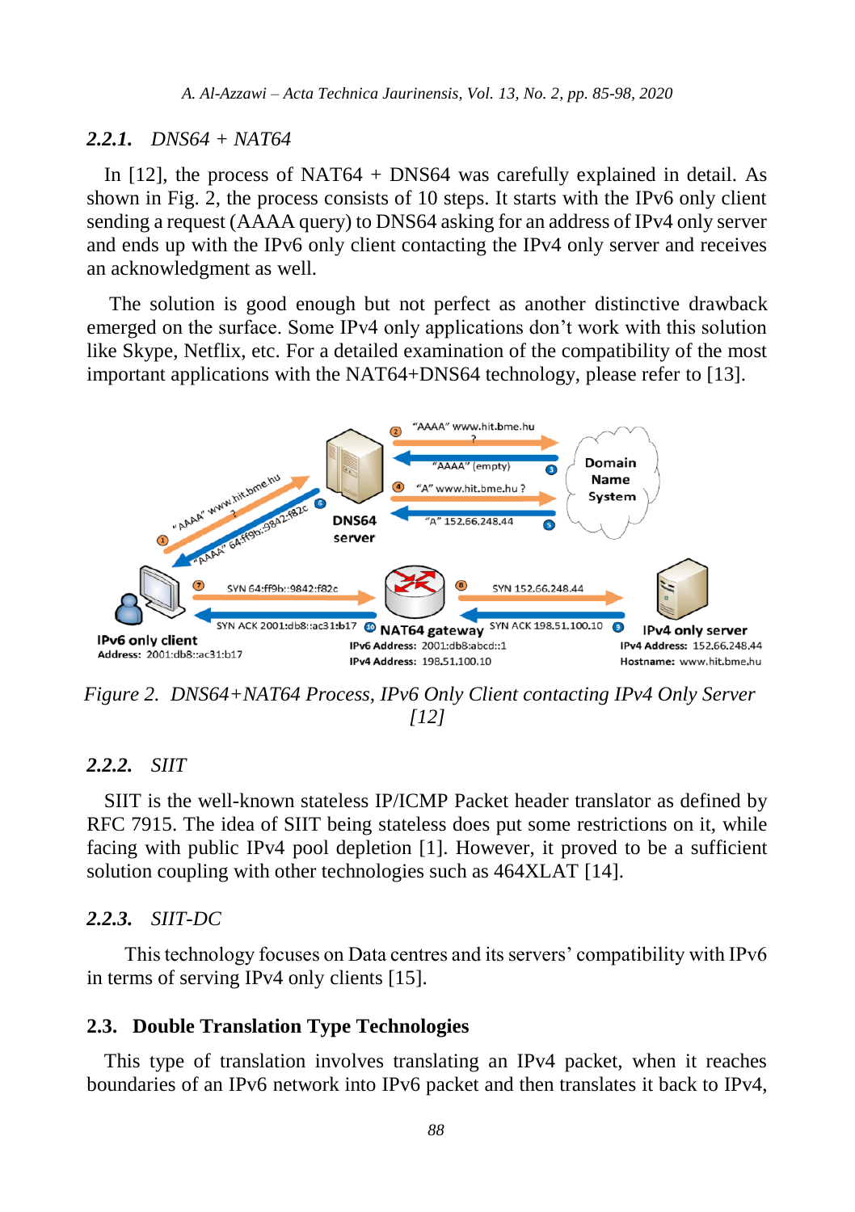### *2.2.1. DNS64 + NAT64*

In [12], the process of NAT64 + DNS64 was carefully explained in detail. As shown in Fig. 2, the process consists of 10 steps. It starts with the IPv6 only client sending a request (AAAA query) to DNS64 asking for an address of IPv4 only server and ends up with the IPv6 only client contacting the IPv4 only server and receives an acknowledgment as well.

The solution is good enough but not perfect as another distinctive drawback emerged on the surface. Some IPv4 only applications don't work with this solution like Skype, Netflix, etc. For a detailed examination of the compatibility of the most important applications with the NAT64+DNS64 technology, please refer to [13].

*Figure 2. DNS64+NAT64 Process, IPv6 Only Client contacting IPv4 Only Server [12]*

### *2.2.2. SIIT*

SIIT is the well-known stateless IP/ICMP Packet header translator as defined by RFC 7915. The idea of SIIT being stateless does put some restrictions on it, while facing with public IPv4 pool depletion [1]. However, it proved to be a sufficient solution coupling with other technologies such as 464XLAT [14].

### *2.2.3. SIIT-DC*

This technology focuses on Data centres and its servers' compatibility with IPv6 in terms of serving IPv4 only clients [15].

## 2.3. Double Translation Type Technologies

This type of translation involves translating an IPv4 packet, when it reaches boundaries of an IPv6 network into IPv6 packet and then translates it back to IPv4,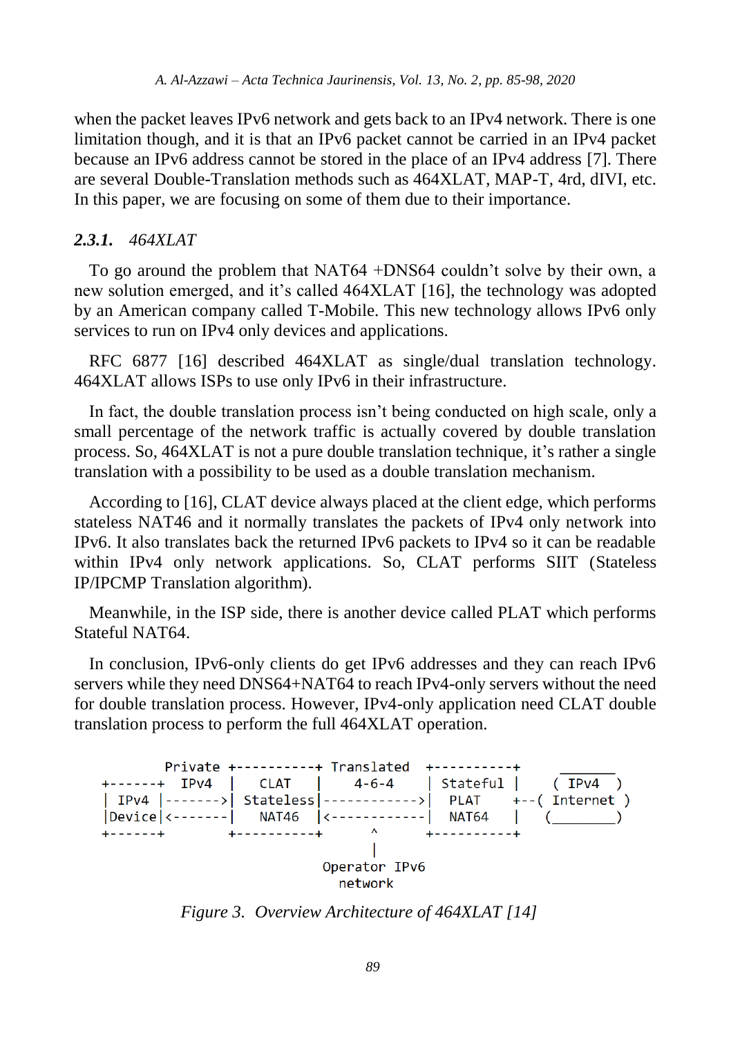when the packet leaves IPv6 network and gets back to an IPv4 network. There is one limitation though, and it is that an IPv6 packet cannot be carried in an IPv4 packet because an IPv6 address cannot be stored in the place of an IPv4 address [7]. There are several Double-Translation methods such as 464XLAT, MAP-T, 4rd, dIVI, etc. In this paper, we are focusing on some of them due to their importance.

### *2.3.1. 464XLAT*

To go around the problem that NAT64 +DNS64 couldn't solve by their own, a new solution emerged, and it's called 464XLAT [16], the technology was adopted by an American company called T-Mobile. This new technology allows IPv6 only services to run on IPv4 only devices and applications.

RFC 6877 [16] described 464XLAT as single/dual translation technology. 464XLAT allows ISPs to use only IPv6 in their infrastructure.

In fact, the double translation process isn't being conducted on high scale, only a small percentage of the network traffic is actually covered by double translation process. So, 464XLAT is not a pure double translation technique, it's rather a single translation with a possibility to be used as a double translation mechanism.

According to [16], CLAT device always placed at the client edge, which performs stateless NAT46 and it normally translates the packets of IPv4 only network into IPv6. It also translates back the returned IPv6 packets to IPv4 so it can be readable within IPv4 only network applications. So, CLAT performs SIIT (Stateless IP/IPCMP Translation algorithm).

Meanwhile, in the ISP side, there is another device called PLAT which performs Stateful NAT64.

In conclusion, IPv6-only clients do get IPv6 addresses and they can reach IPv6 servers while they need DNS64+NAT64 to reach IPv4-only servers without the need for double translation process. However, IPv4-only application need CLAT double translation process to perform the full 464XLAT operation.

```
        Private +----------+ Translated  +----------+      _______
+------+  IPv4  |   CLAT   |    4-6-4    | Stateful |     ( IPv4   )
| IPv4 |------->| Stateless|------------>|   PLAT   +--(  Internet )
|Device|<-------|   NAT46  |<------------|   NAT64  |    (_________)
+------+        +----------+      ^      +----------+
                                  |
                            Operator IPv6
                              network
```

*Figure 3. Overview Architecture of 464XLAT [14]*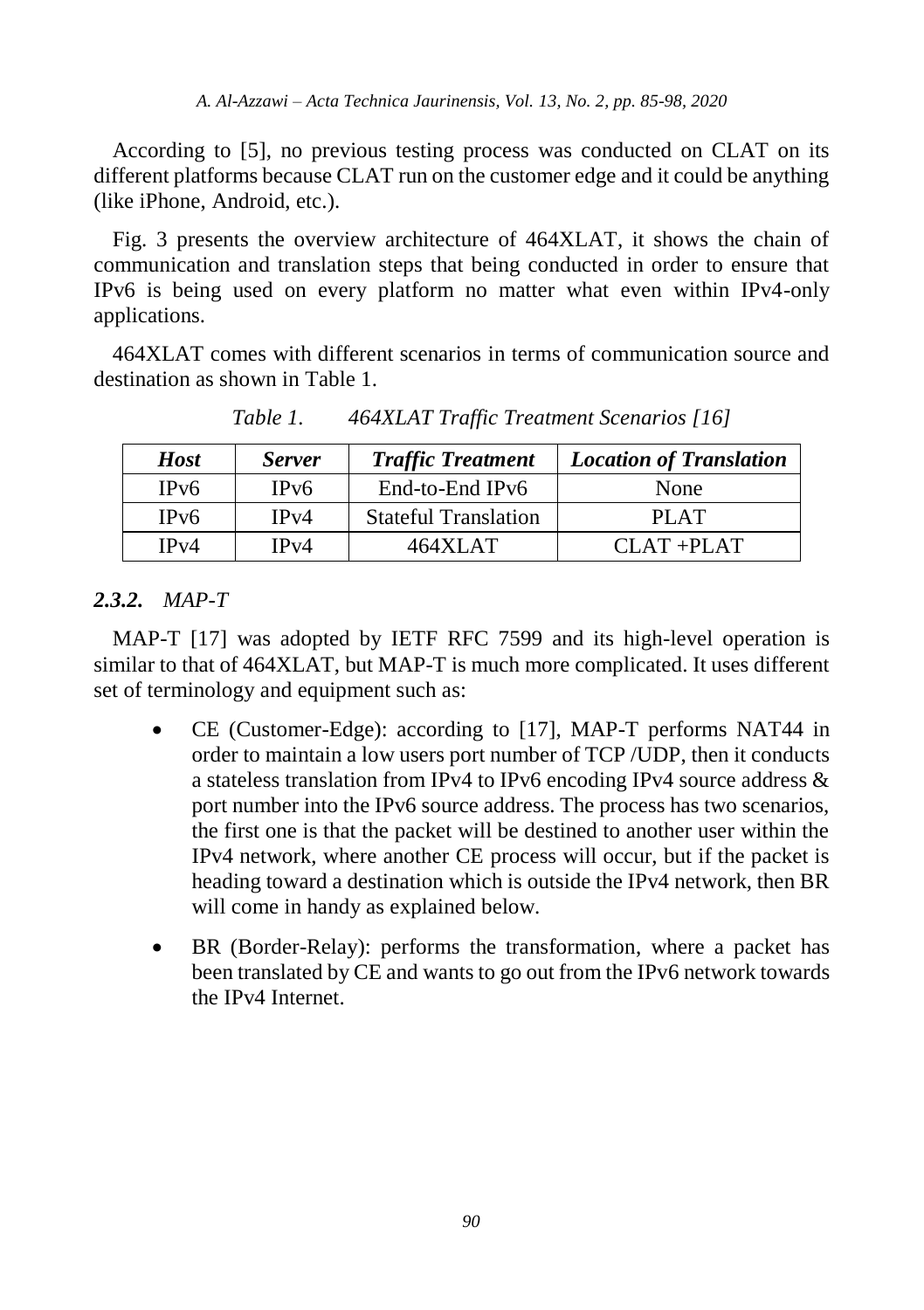According to [5], no previous testing process was conducted on CLAT on its different platforms because CLAT run on the customer edge and it could be anything (like iPhone, Android, etc.).

Fig. 3 presents the overview architecture of 464XLAT, it shows the chain of communication and translation steps that being conducted in order to ensure that IPv6 is being used on every platform no matter what even within IPv4-only applications.

464XLAT comes with different scenarios in terms of communication source and destination as shown in Table 1.

*Table 1. 464XLAT Traffic Treatment Scenarios [16]*

| ***Host*** | ***Server*** | ***Traffic Treatment*** | ***Location of Translation*** |
|---|---|---|---|
| IPv6 | IPv6 | End-to-End IPv6 | None |
| IPv6 | IPv4 | Stateful Translation | PLAT |
| IPv4 | IPv4 | 464XLAT | CLAT +PLAT |

### *2.3.2. MAP-T*

MAP-T [17] was adopted by IETF RFC 7599 and its high-level operation is similar to that of 464XLAT, but MAP-T is much more complicated. It uses different set of terminology and equipment such as:

- CE (Customer-Edge): according to [17], MAP-T performs NAT44 in order to maintain a low users port number of TCP /UDP, then it conducts a stateless translation from IPv4 to IPv6 encoding IPv4 source address & port number into the IPv6 source address. The process has two scenarios, the first one is that the packet will be destined to another user within the IPv4 network, where another CE process will occur, but if the packet is heading toward a destination which is outside the IPv4 network, then BR will come in handy as explained below.
- BR (Border-Relay): performs the transformation, where a packet has been translated by CE and wants to go out from the IPv6 network towards the IPv4 Internet.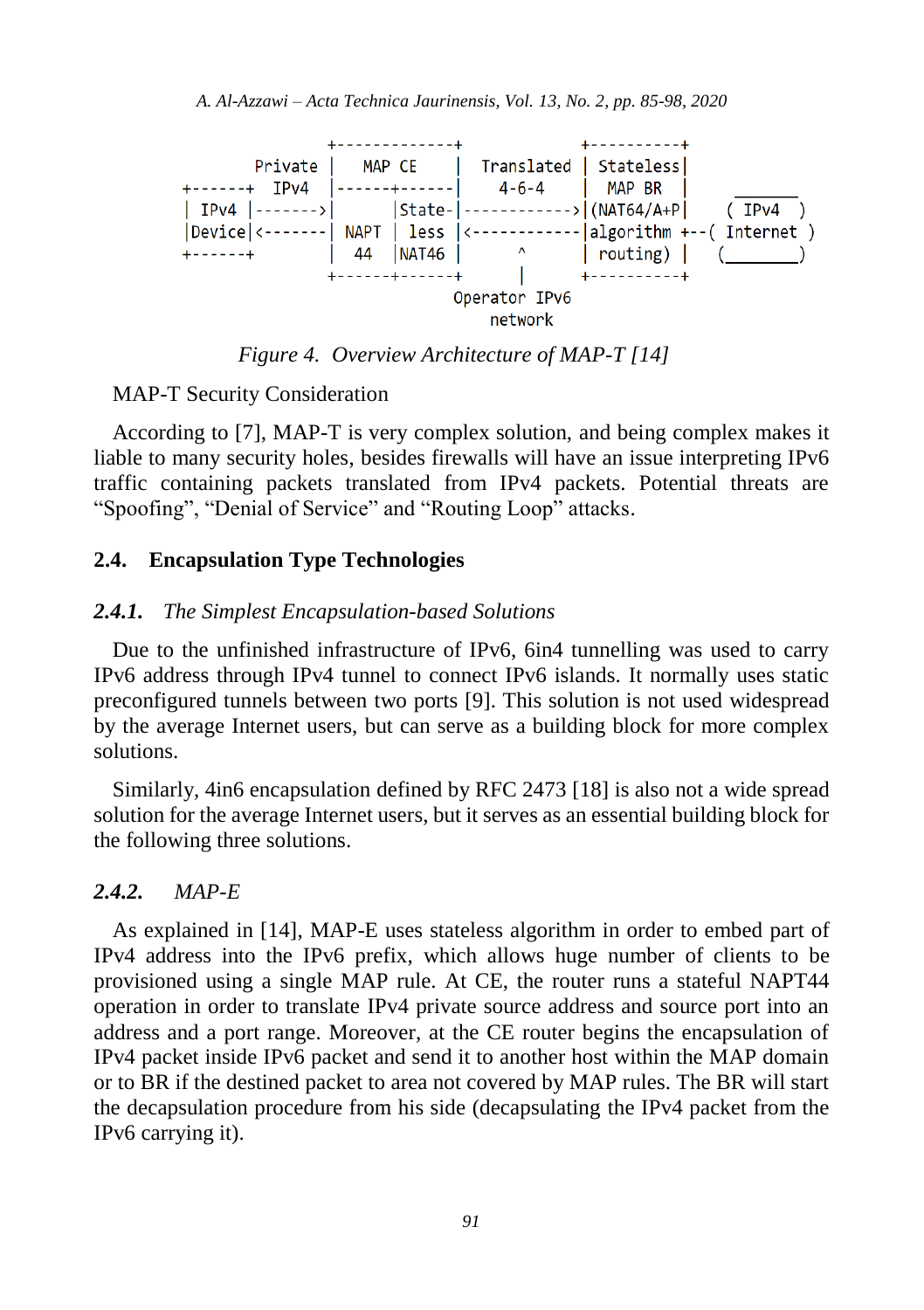```
                   +-------------+            +----------+
           Private |   MAP CE    | Translated | Stateless|
+------+   IPv4    |------+------|   4-6-4    |  MAP BR  |      ______
| IPv4 |-------->|       |State-|------------>|(NAT64/A+P|     ( IPv4  )
|Device|<--------| NAPT  | less |<------------|algorithm +--( Internet )
+------+           |  44   |NAT46 |     ^      | routing) |    (_______)
                   +------+------+     |      +----------+
                                   Operator IPv6
                                      network
```

*Figure 4. Overview Architecture of MAP-T [14]*

MAP-T Security Consideration

According to [7], MAP-T is very complex solution, and being complex makes it liable to many security holes, besides firewalls will have an issue interpreting IPv6 traffic containing packets translated from IPv4 packets. Potential threats are “Spoofing”, “Denial of Service” and “Routing Loop” attacks.

## 2.4. Encapsulation Type Technologies

### *2.4.1. The Simplest Encapsulation-based Solutions*

Due to the unfinished infrastructure of IPv6, 6in4 tunnelling was used to carry IPv6 address through IPv4 tunnel to connect IPv6 islands. It normally uses static preconfigured tunnels between two ports [9]. This solution is not used widespread by the average Internet users, but can serve as a building block for more complex solutions.

Similarly, 4in6 encapsulation defined by RFC 2473 [18] is also not a wide spread solution for the average Internet users, but it serves as an essential building block for the following three solutions.

### *2.4.2. MAP-E*

As explained in [14], MAP-E uses stateless algorithm in order to embed part of IPv4 address into the IPv6 prefix, which allows huge number of clients to be provisioned using a single MAP rule. At CE, the router runs a stateful NAPT44 operation in order to translate IPv4 private source address and source port into an address and a port range. Moreover, at the CE router begins the encapsulation of IPv4 packet inside IPv6 packet and send it to another host within the MAP domain or to BR if the destined packet to area not covered by MAP rules. The BR will start the decapsulation procedure from his side (decapsulating the IPv4 packet from the IPv6 carrying it).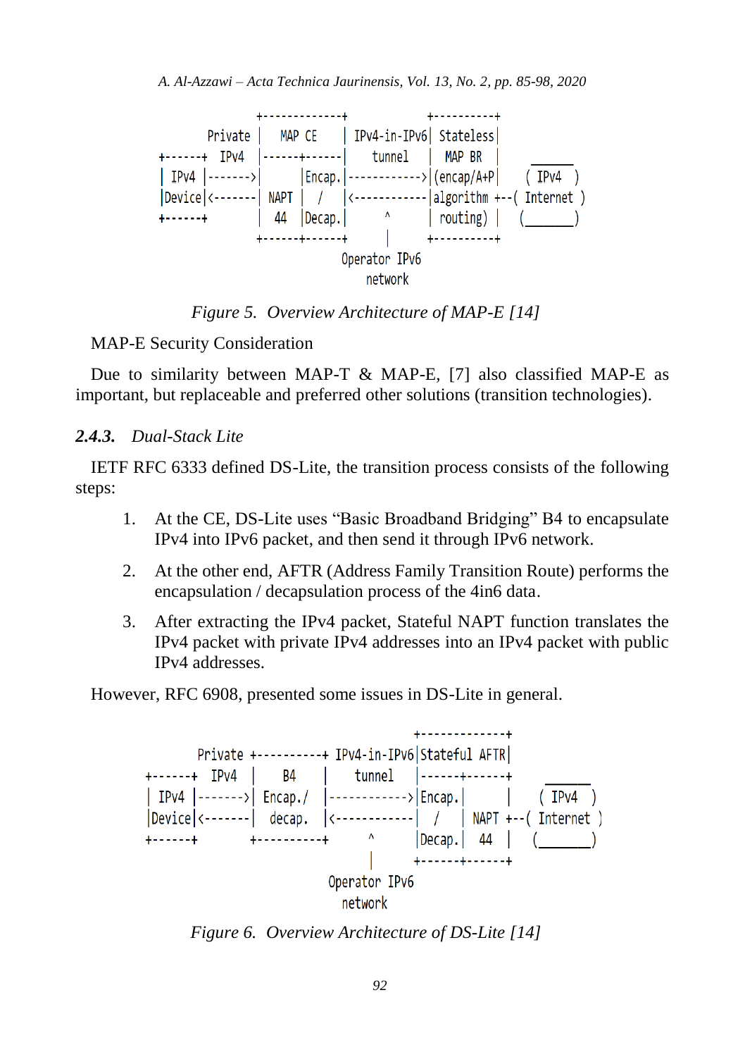```
         +-------------+            +----------+
 Private |   MAP CE    | IPv4-in-IPv6| Stateless|
+------+  IPv4 |------+------|   tunnel   |  MAP BR  |       ______
| IPv4 |------->|      |Encap.|------------>|(encap/A+P|     ( IPv4  )
|Device|<-------| NAPT |  /   |<------------|algorithm +--( Internet )
+------+        |  44  |Decap.|     ^      | routing) |    (_______)
                +------+------+     |      +----------+
                              Operator IPv6
                                 network
```

*Figure 5. Overview Architecture of MAP-E [14]*

MAP-E Security Consideration

Due to similarity between MAP-T & MAP-E, [7] also classified MAP-E as important, but replaceable and preferred other solutions (transition technologies).

### *2.4.3. Dual-Stack Lite*

IETF RFC 6333 defined DS-Lite, the transition process consists of the following steps:

1. At the CE, DS-Lite uses "Basic Broadband Bridging" B4 to encapsulate IPv4 into IPv6 packet, and then send it through IPv6 network.
2. At the other end, AFTR (Address Family Transition Route) performs the encapsulation / decapsulation process of the 4in6 data.
3. After extracting the IPv4 packet, Stateful NAPT function translates the IPv4 packet with private IPv4 addresses into an IPv4 packet with public IPv4 addresses.

However, RFC 6908, presented some issues in DS-Lite in general.

```
                                          +-------------+
        Private +----------+ IPv4-in-IPv6|Stateful AFTR|
+------+  IPv4  |    B4    |   tunnel    |------+------+       ______
| IPv4 |------->| Encap./  |------------>|Encap.|      |     ( IPv4  )
|Device|<-------|  decap.  |<------------|  /   | NAPT +--( Internet )
+------+        +----------+      ^      |Decap.|  44  |    (_______)
                                  |      +------+------+
                            Operator IPv6
                               network
```

*Figure 6. Overview Architecture of DS-Lite [14]*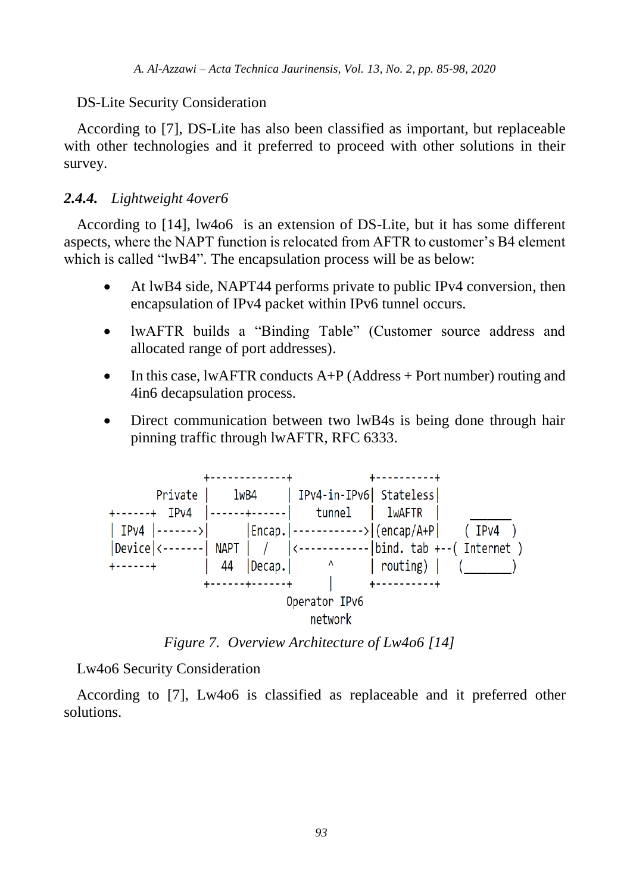DS-Lite Security Consideration

According to [7], DS-Lite has also been classified as important, but replaceable with other technologies and it preferred to proceed with other solutions in their survey.

### *2.4.4. Lightweight 4over6*

According to [14], lw4o6 is an extension of DS-Lite, but it has some different aspects, where the NAPT function is relocated from AFTR to customer's B4 element which is called "lwB4". The encapsulation process will be as below:

- At lwB4 side, NAPT44 performs private to public IPv4 conversion, then encapsulation of IPv4 packet within IPv6 tunnel occurs.
- lwAFTR builds a "Binding Table" (Customer source address and allocated range of port addresses).
- In this case, lwAFTR conducts A+P (Address + Port number) routing and 4in6 decapsulation process.
- Direct communication between two lwB4s is being done through hair pinning traffic through lwAFTR, RFC 6333.

```
                +-------------+           +----------+
       Private  |    lwB4     | IPv4-in-IPv6| Stateless|
+------+  IPv4  |------+------|   tunnel   |  lwAFTR  |     ______
| IPv4 |------->|      |Encap.|------------>|(encap/A+P|   ( IPv4   )
|Device|<-------| NAPT |  /   |<------------|bind. tab +--( Internet )
+------+        |  44  |Decap.|      ^      | routing) |   (________)
                +------+------+      |      +----------+
                              Operator IPv6
                                 network
```

*Figure 7. Overview Architecture of Lw4o6 [14]*

Lw4o6 Security Consideration

According to [7], Lw4o6 is classified as replaceable and it preferred other solutions.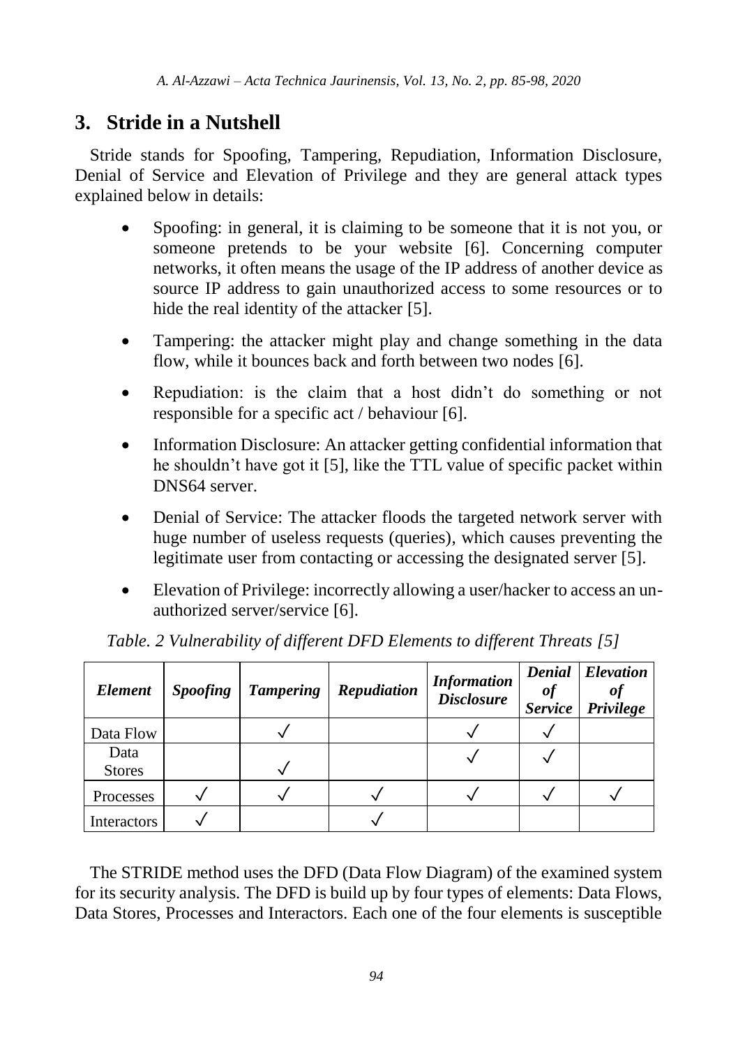## 3. Stride in a Nutshell

Stride stands for Spoofing, Tampering, Repudiation, Information Disclosure, Denial of Service and Elevation of Privilege and they are general attack types explained below in details:

- Spoofing: in general, it is claiming to be someone that it is not you, or someone pretends to be your website [6]. Concerning computer networks, it often means the usage of the IP address of another device as source IP address to gain unauthorized access to some resources or to hide the real identity of the attacker [5].
- Tampering: the attacker might play and change something in the data flow, while it bounces back and forth between two nodes [6].
- Repudiation: is the claim that a host didn't do something or not responsible for a specific act / behaviour [6].
- Information Disclosure: An attacker getting confidential information that he shouldn't have got it [5], like the TTL value of specific packet within DNS64 server.
- Denial of Service: The attacker floods the targeted network server with huge number of useless requests (queries), which causes preventing the legitimate user from contacting or accessing the designated server [5].
- Elevation of Privilege: incorrectly allowing a user/hacker to access an un-authorized server/service [6].

*Table. 2 Vulnerability of different DFD Elements to different Threats [5]*

| *Element* | *Spoofing* | *Tampering* | *Repudiation* | *Information Disclosure* | *Denial of Service* | *Elevation of Privilege* |
|---|---|---|---|---|---|---|
| Data Flow | | ✓ | | ✓ | ✓ | |
| Data Stores | | ✓ | | ✓ | ✓ | |
| Processes | ✓ | ✓ | ✓ | ✓ | ✓ | ✓ |
| Interactors | ✓ | | ✓ | | | |

The STRIDE method uses the DFD (Data Flow Diagram) of the examined system for its security analysis. The DFD is build up by four types of elements: Data Flows, Data Stores, Processes and Interactors. Each one of the four elements is susceptible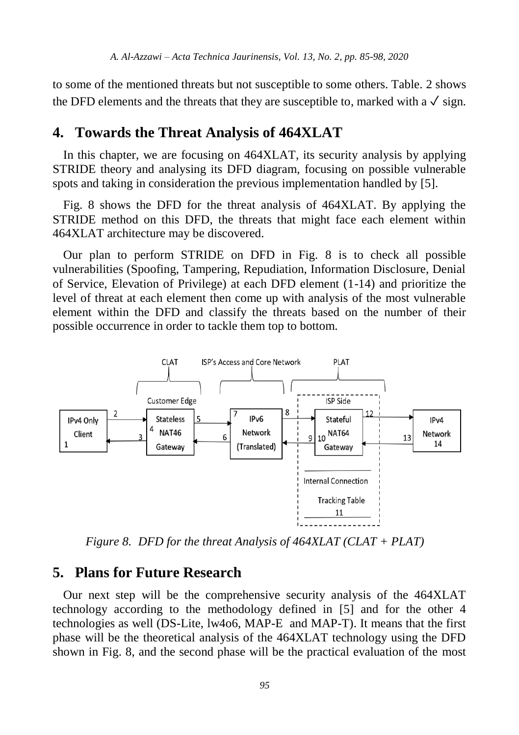to some of the mentioned threats but not susceptible to some others. Table. 2 shows the DFD elements and the threats that they are susceptible to, marked with a ✓ sign.

## 4. Towards the Threat Analysis of 464XLAT

In this chapter, we are focusing on 464XLAT, its security analysis by applying STRIDE theory and analysing its DFD diagram, focusing on possible vulnerable spots and taking in consideration the previous implementation handled by [5].

Fig. 8 shows the DFD for the threat analysis of 464XLAT. By applying the STRIDE method on this DFD, the threats that might face each element within 464XLAT architecture may be discovered.

Our plan to perform STRIDE on DFD in Fig. 8 is to check all possible vulnerabilities (Spoofing, Tampering, Repudiation, Information Disclosure, Denial of Service, Elevation of Privilege) at each DFD element (1-14) and prioritize the level of threat at each element then come up with analysis of the most vulnerable element within the DFD and classify the threats based on the number of their possible occurrence in order to tackle them top to bottom.

*Figure 8. DFD for the threat Analysis of 464XLAT (CLAT + PLAT)*

## 5. Plans for Future Research

Our next step will be the comprehensive security analysis of the 464XLAT technology according to the methodology defined in [5] and for the other 4 technologies as well (DS-Lite, lw4o6, MAP-E and MAP-T). It means that the first phase will be the theoretical analysis of the 464XLAT technology using the DFD shown in Fig. 8, and the second phase will be the practical evaluation of the most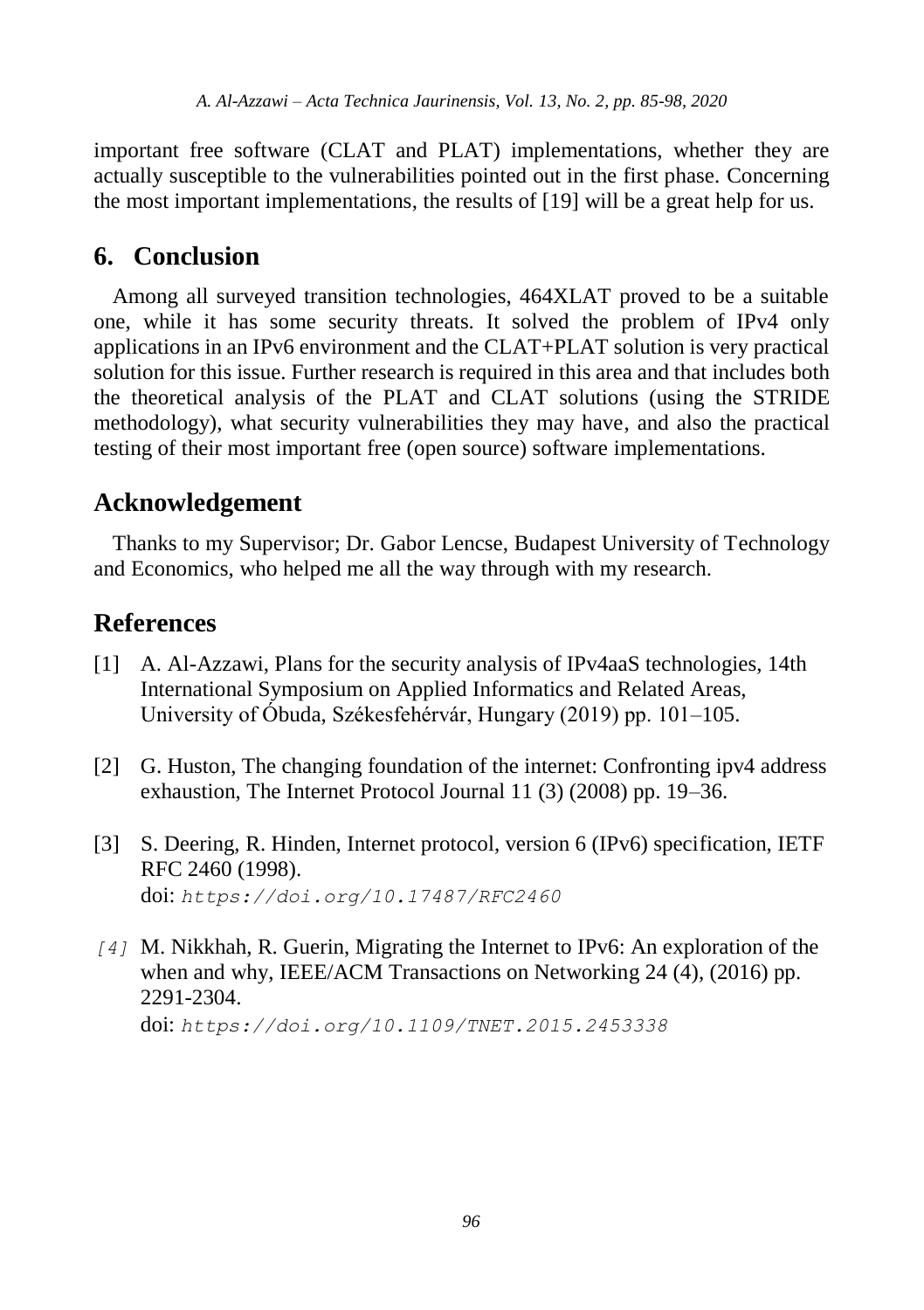important free software (CLAT and PLAT) implementations, whether they are actually susceptible to the vulnerabilities pointed out in the first phase. Concerning the most important implementations, the results of [19] will be a great help for us.

## 6. Conclusion

Among all surveyed transition technologies, 464XLAT proved to be a suitable one, while it has some security threats. It solved the problem of IPv4 only applications in an IPv6 environment and the CLAT+PLAT solution is very practical solution for this issue. Further research is required in this area and that includes both the theoretical analysis of the PLAT and CLAT solutions (using the STRIDE methodology), what security vulnerabilities they may have, and also the practical testing of their most important free (open source) software implementations.

## Acknowledgement

Thanks to my Supervisor; Dr. Gabor Lencse, Budapest University of Technology and Economics, who helped me all the way through with my research.

## References

[1] A. Al-Azzawi, Plans for the security analysis of IPv4aaS technologies, 14th International Symposium on Applied Informatics and Related Areas, University of Óbuda, Székesfehérvár, Hungary (2019) pp. 101–105.

[2] G. Huston, The changing foundation of the internet: Confronting ipv4 address exhaustion, The Internet Protocol Journal 11 (3) (2008) pp. 19–36.

[3] S. Deering, R. Hinden, Internet protocol, version 6 (IPv6) specification, IETF RFC 2460 (1998).
doi: `https://doi.org/10.17487/RFC2460`

[4] M. Nikkhah, R. Guerin, Migrating the Internet to IPv6: An exploration of the when and why, IEEE/ACM Transactions on Networking 24 (4), (2016) pp. 2291-2304.
doi: `https://doi.org/10.1109/TNET.2015.2453338`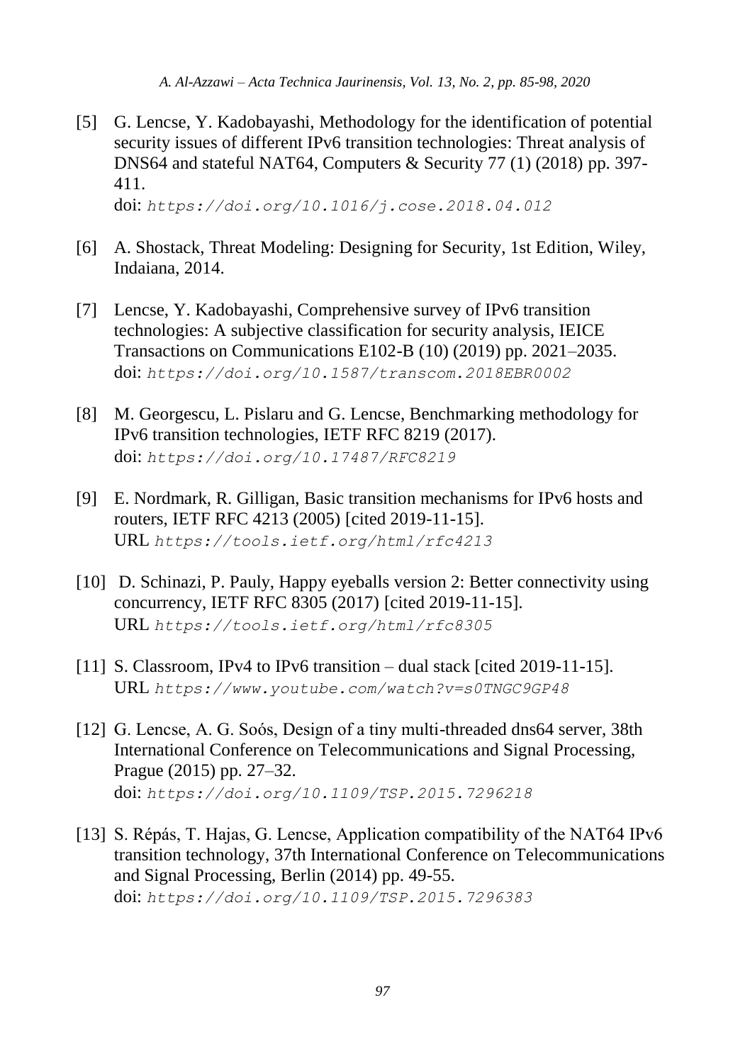[5] G. Lencse, Y. Kadobayashi, Methodology for the identification of potential security issues of different IPv6 transition technologies: Threat analysis of DNS64 and stateful NAT64, Computers & Security 77 (1) (2018) pp. 397-411.
doi: `https://doi.org/10.1016/j.cose.2018.04.012`

[6] A. Shostack, Threat Modeling: Designing for Security, 1st Edition, Wiley, Indaiana, 2014.

[7] Lencse, Y. Kadobayashi, Comprehensive survey of IPv6 transition technologies: A subjective classification for security analysis, IEICE Transactions on Communications E102-B (10) (2019) pp. 2021–2035.
doi: `https://doi.org/10.1587/transcom.2018EBR0002`

[8] M. Georgescu, L. Pislaru and G. Lencse, Benchmarking methodology for IPv6 transition technologies, IETF RFC 8219 (2017).
doi: `https://doi.org/10.17487/RFC8219`

[9] E. Nordmark, R. Gilligan, Basic transition mechanisms for IPv6 hosts and routers, IETF RFC 4213 (2005) [cited 2019-11-15].
URL `https://tools.ietf.org/html/rfc4213`

[10] D. Schinazi, P. Pauly, Happy eyeballs version 2: Better connectivity using concurrency, IETF RFC 8305 (2017) [cited 2019-11-15].
URL `https://tools.ietf.org/html/rfc8305`

[11] S. Classroom, IPv4 to IPv6 transition – dual stack [cited 2019-11-15].
URL `https://www.youtube.com/watch?v=s0TNGC9GP48`

[12] G. Lencse, A. G. Soós, Design of a tiny multi-threaded dns64 server, 38th International Conference on Telecommunications and Signal Processing, Prague (2015) pp. 27–32.
doi: `https://doi.org/10.1109/TSP.2015.7296218`

[13] S. Répás, T. Hajas, G. Lencse, Application compatibility of the NAT64 IPv6 transition technology, 37th International Conference on Telecommunications and Signal Processing, Berlin (2014) pp. 49-55.
doi: `https://doi.org/10.1109/TSP.2015.7296383`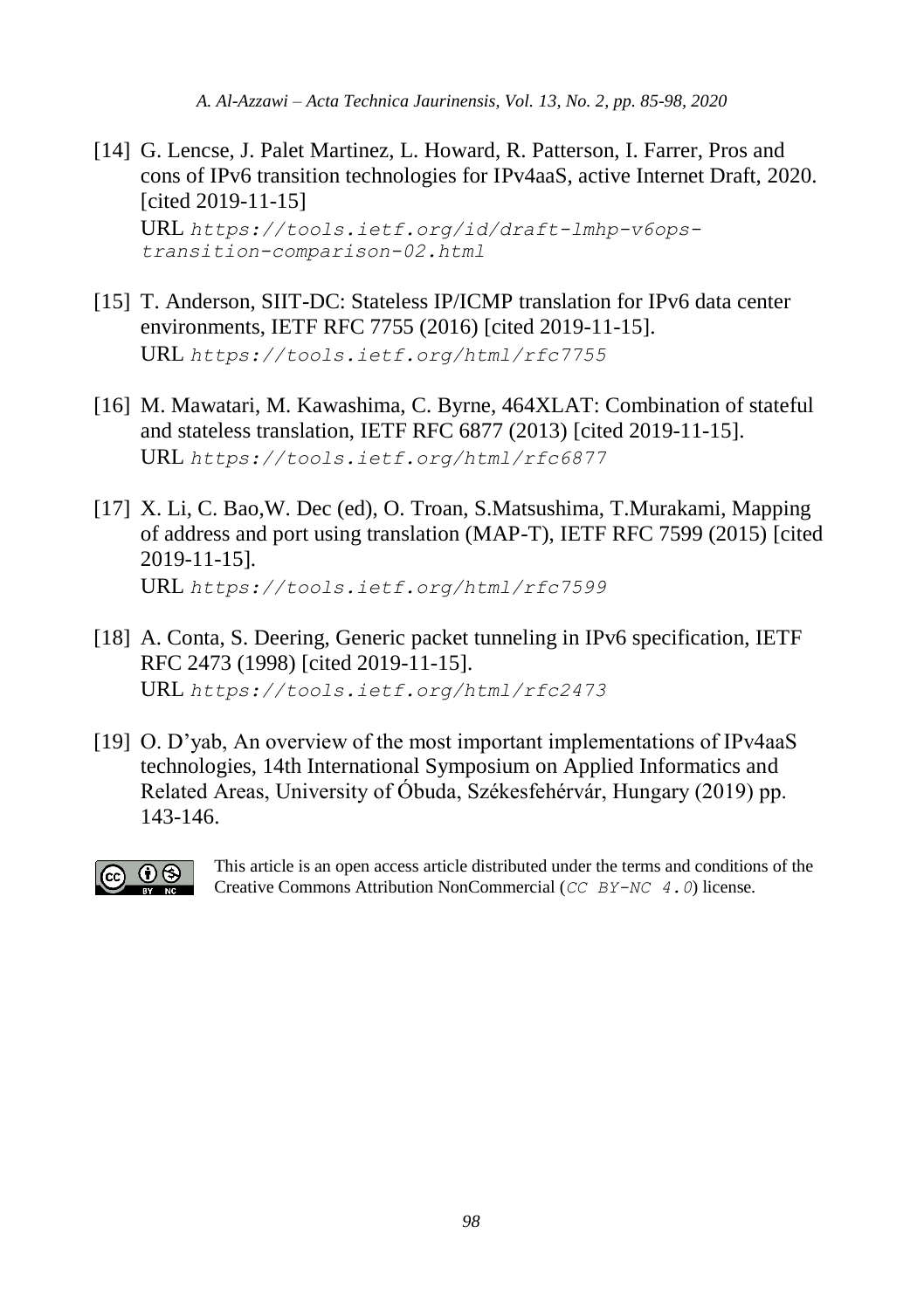[14] G. Lencse, J. Palet Martinez, L. Howard, R. Patterson, I. Farrer, Pros and cons of IPv6 transition technologies for IPv4aaS, active Internet Draft, 2020. [cited 2019-11-15]
URL `https://tools.ietf.org/id/draft-lmhp-v6ops-transition-comparison-02.html`

[15] T. Anderson, SIIT-DC: Stateless IP/ICMP translation for IPv6 data center environments, IETF RFC 7755 (2016) [cited 2019-11-15].
URL `https://tools.ietf.org/html/rfc7755`

[16] M. Mawatari, M. Kawashima, C. Byrne, 464XLAT: Combination of stateful and stateless translation, IETF RFC 6877 (2013) [cited 2019-11-15].
URL `https://tools.ietf.org/html/rfc6877`

[17] X. Li, C. Bao,W. Dec (ed), O. Troan, S.Matsushima, T.Murakami, Mapping of address and port using translation (MAP-T), IETF RFC 7599 (2015) [cited 2019-11-15].
URL `https://tools.ietf.org/html/rfc7599`

[18] A. Conta, S. Deering, Generic packet tunneling in IPv6 specification, IETF RFC 2473 (1998) [cited 2019-11-15].
URL `https://tools.ietf.org/html/rfc2473`

[19] O. D'yab, An overview of the most important implementations of IPv4aaS technologies, 14th International Symposium on Applied Informatics and Related Areas, University of Óbuda, Székesfehérvár, Hungary (2019) pp. 143-146.

This article is an open access article distributed under the terms and conditions of the Creative Commons Attribution NonCommercial (`CC BY-NC 4.0`) license.